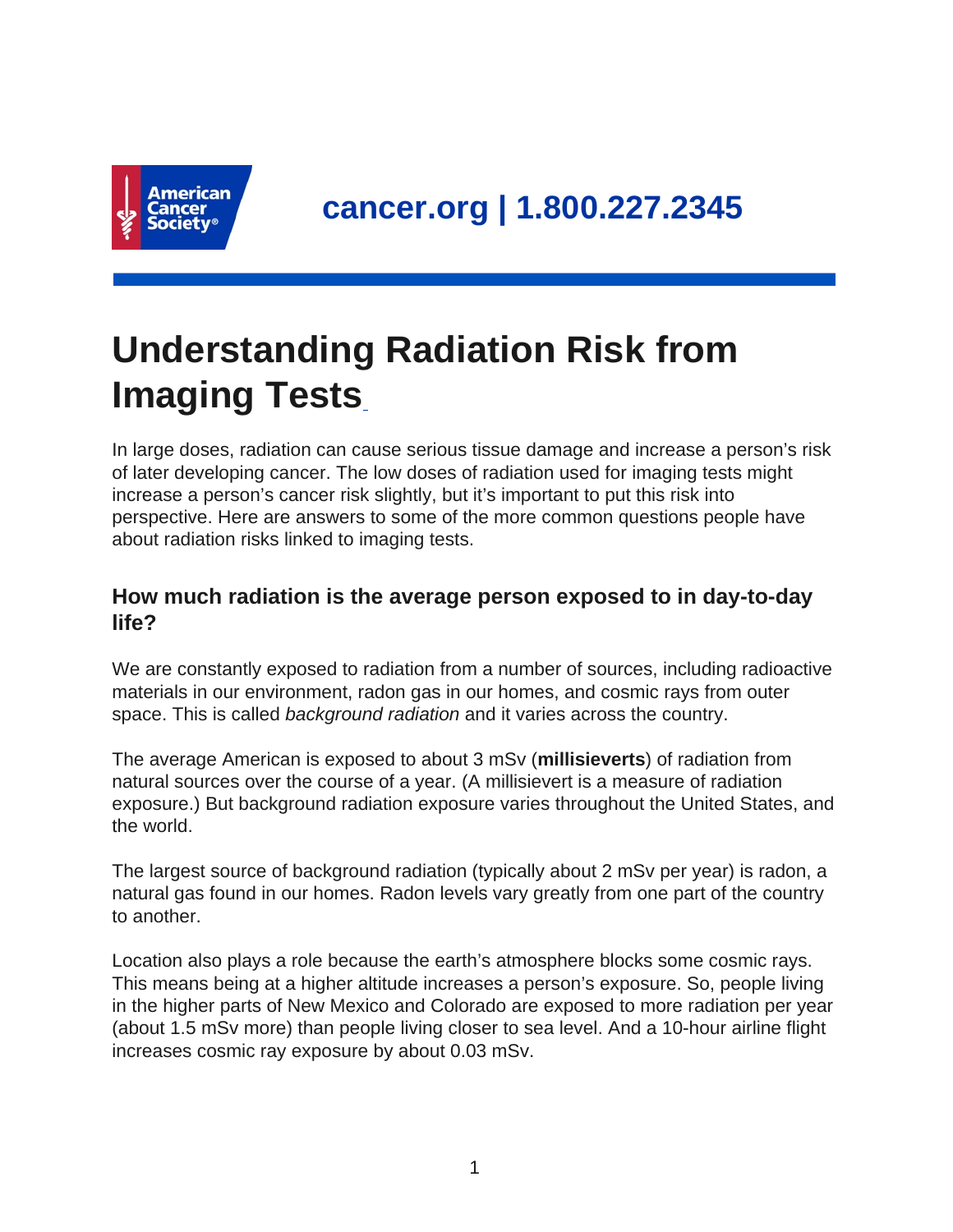cancer.org | 1.800.227.2345

# Understanding Radiation Risk from Imaging Tests

In large doses, radiation can cause serious tissue damage and increase a person's risk of later developing cancer. The low doses of radiation used for imaging tests might increase a person's cancer risk slightly, but it's important to put this risk into perspective. Here are answers to some of the more common questions people have about radiation risks linked to imaging tests.

## How much radiation is the average person exposed to in day-to-day life?

We are constantly exposed to radiation from a number of sources, including radioactive materials in our environment, radon gas in our homes, and cosmic rays from outer space. This is called *background radiation* and it varies across the country.

The average American is exposed to about 3 mSv (**millisieverts**) of radiation from natural sources over the course of a year. (A millisievert is a measure of radiation exposure.) But background radiation exposure varies throughout the United States, and the world.

The largest source of background radiation (typically about 2 mSv per year) is radon, a natural gas found in our homes. Radon levels vary greatly from one part of the country to another.

Location also plays a role because the earth's atmosphere blocks some cosmic rays. This means being at a higher altitude increases a person's exposure. So, people living in the higher parts of New Mexico and Colorado are exposed to more radiation per year (about 1.5 mSv more) than people living closer to sea level. And a 10-hour airline flight increases cosmic ray exposure by about 0.03 mSv.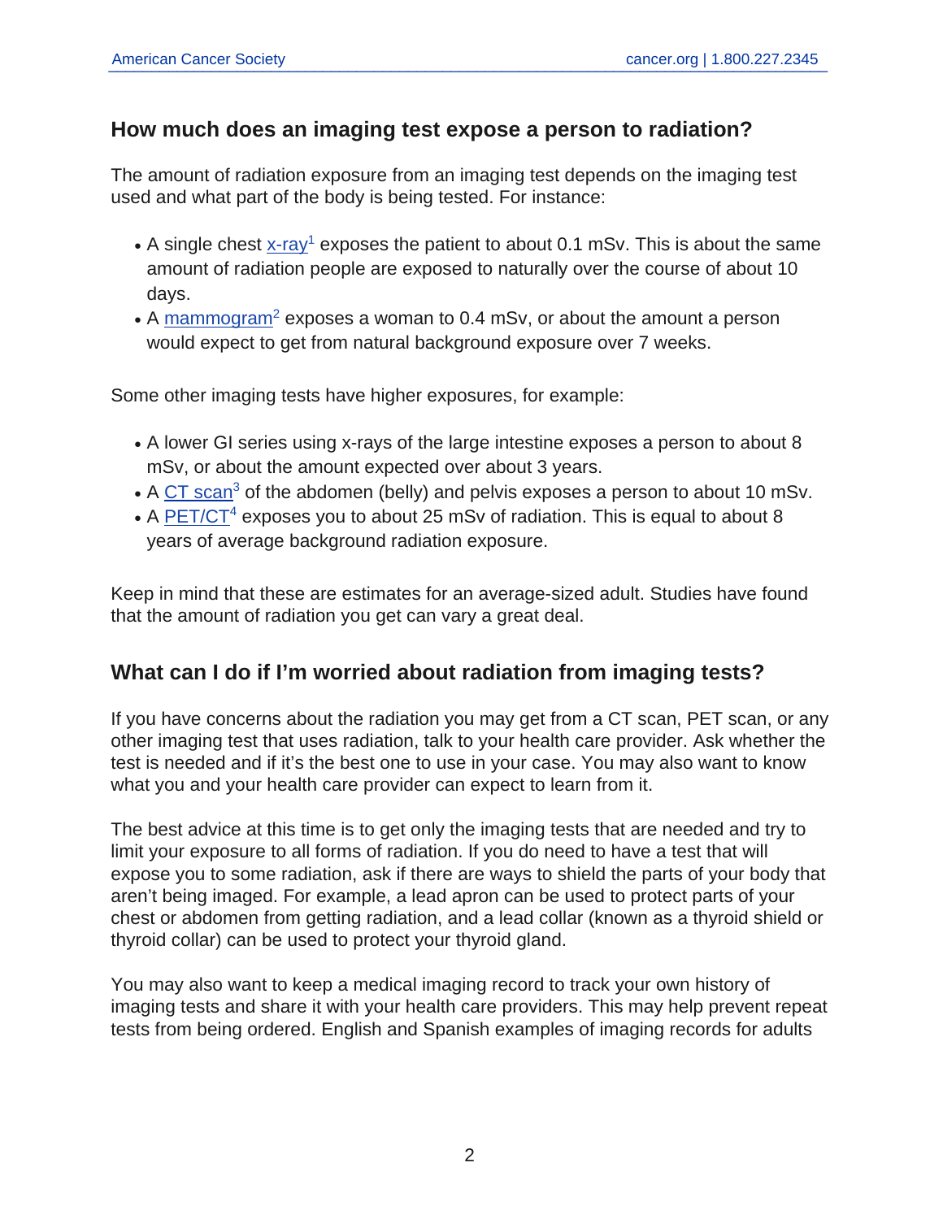## How much does an imaging test expose a person to radiation?

The amount of radiation exposure from an imaging test depends on the imaging test used and what part of the body is being tested. For instance:

- A single chest x-ray[1] exposes the patient to about 0.1 mSv. This is about the same amount of radiation people are exposed to naturally over the course of about 10 days.
- A mammogram[2] exposes a woman to 0.4 mSv, or about the amount a person would expect to get from natural background exposure over 7 weeks.

Some other imaging tests have higher exposures, for example:

- A lower GI series using x-rays of the large intestine exposes a person to about 8 mSv, or about the amount expected over about 3 years.
- A CT scan[3] of the abdomen (belly) and pelvis exposes a person to about 10 mSv.
- A PET/CT[4] exposes you to about 25 mSv of radiation. This is equal to about 8 years of average background radiation exposure.

Keep in mind that these are estimates for an average-sized adult. Studies have found that the amount of radiation you get can vary a great deal.

## What can I do if I'm worried about radiation from imaging tests?

If you have concerns about the radiation you may get from a CT scan, PET scan, or any other imaging test that uses radiation, talk to your health care provider. Ask whether the test is needed and if it's the best one to use in your case. You may also want to know what you and your health care provider can expect to learn from it.

The best advice at this time is to get only the imaging tests that are needed and try to limit your exposure to all forms of radiation. If you do need to have a test that will expose you to some radiation, ask if there are ways to shield the parts of your body that aren't being imaged. For example, a lead apron can be used to protect parts of your chest or abdomen from getting radiation, and a lead collar (known as a thyroid shield or thyroid collar) can be used to protect your thyroid gland.

You may also want to keep a medical imaging record to track your own history of imaging tests and share it with your health care providers. This may help prevent repeat tests from being ordered. English and Spanish examples of imaging records for adults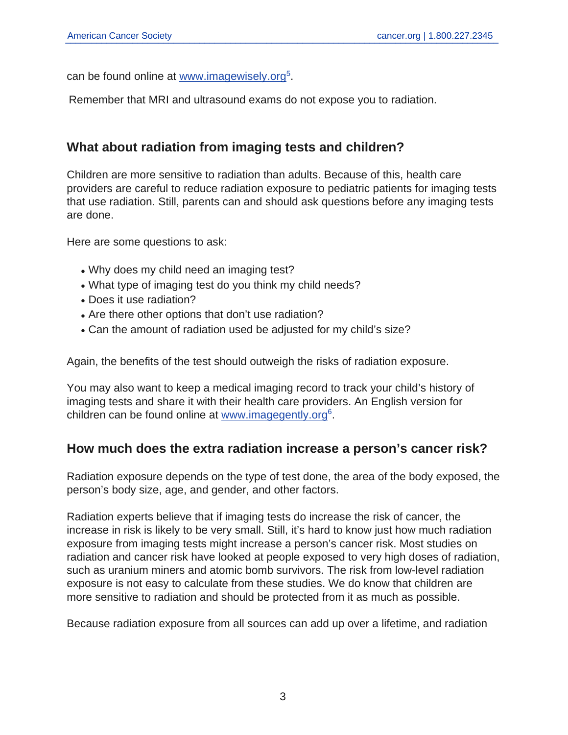can be found online at www.imagewisely.org[5].

Remember that MRI and ultrasound exams do not expose you to radiation.

## What about radiation from imaging tests and children?

Children are more sensitive to radiation than adults. Because of this, health care providers are careful to reduce radiation exposure to pediatric patients for imaging tests that use radiation. Still, parents can and should ask questions before any imaging tests are done.

Here are some questions to ask:

- Why does my child need an imaging test?
- What type of imaging test do you think my child needs?
- Does it use radiation?
- Are there other options that don't use radiation?
- Can the amount of radiation used be adjusted for my child's size?

Again, the benefits of the test should outweigh the risks of radiation exposure.

You may also want to keep a medical imaging record to track your child's history of imaging tests and share it with their health care providers. An English version for children can be found online at www.imagegently.org[6].

## How much does the extra radiation increase a person's cancer risk?

Radiation exposure depends on the type of test done, the area of the body exposed, the person's body size, age, and gender, and other factors.

Radiation experts believe that if imaging tests do increase the risk of cancer, the increase in risk is likely to be very small. Still, it's hard to know just how much radiation exposure from imaging tests might increase a person's cancer risk. Most studies on radiation and cancer risk have looked at people exposed to very high doses of radiation, such as uranium miners and atomic bomb survivors. The risk from low-level radiation exposure is not easy to calculate from these studies. We do know that children are more sensitive to radiation and should be protected from it as much as possible.

Because radiation exposure from all sources can add up over a lifetime, and radiation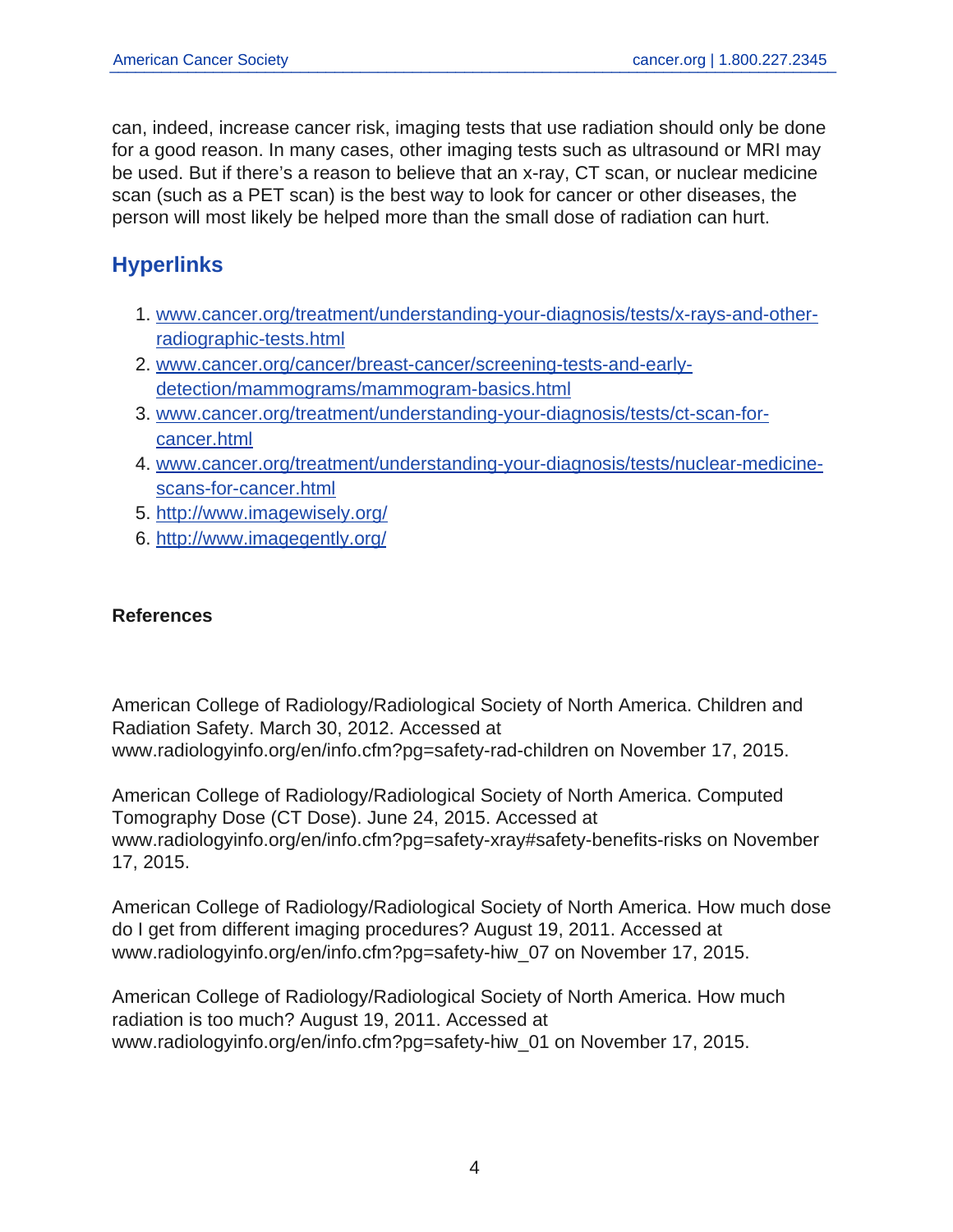can, indeed, increase cancer risk, imaging tests that use radiation should only be done for a good reason. In many cases, other imaging tests such as ultrasound or MRI may be used. But if there's a reason to believe that an x-ray, CT scan, or nuclear medicine scan (such as a PET scan) is the best way to look for cancer or other diseases, the person will most likely be helped more than the small dose of radiation can hurt.

## Hyperlinks

1. www.cancer.org/treatment/understanding-your-diagnosis/tests/x-rays-and-other-radiographic-tests.html
2. www.cancer.org/cancer/breast-cancer/screening-tests-and-early-detection/mammograms/mammogram-basics.html
3. www.cancer.org/treatment/understanding-your-diagnosis/tests/ct-scan-for-cancer.html
4. www.cancer.org/treatment/understanding-your-diagnosis/tests/nuclear-medicine-scans-for-cancer.html
5. http://www.imagewisely.org/
6. http://www.imagegently.org/

### References

American College of Radiology/Radiological Society of North America. Children and Radiation Safety. March 30, 2012. Accessed at www.radiologyinfo.org/en/info.cfm?pg=safety-rad-children on November 17, 2015.

American College of Radiology/Radiological Society of North America. Computed Tomography Dose (CT Dose). June 24, 2015. Accessed at www.radiologyinfo.org/en/info.cfm?pg=safety-xray#safety-benefits-risks on November 17, 2015.

American College of Radiology/Radiological Society of North America. How much dose do I get from different imaging procedures? August 19, 2011. Accessed at www.radiologyinfo.org/en/info.cfm?pg=safety-hiw_07 on November 17, 2015.

American College of Radiology/Radiological Society of North America. How much radiation is too much? August 19, 2011. Accessed at www.radiologyinfo.org/en/info.cfm?pg=safety-hiw_01 on November 17, 2015.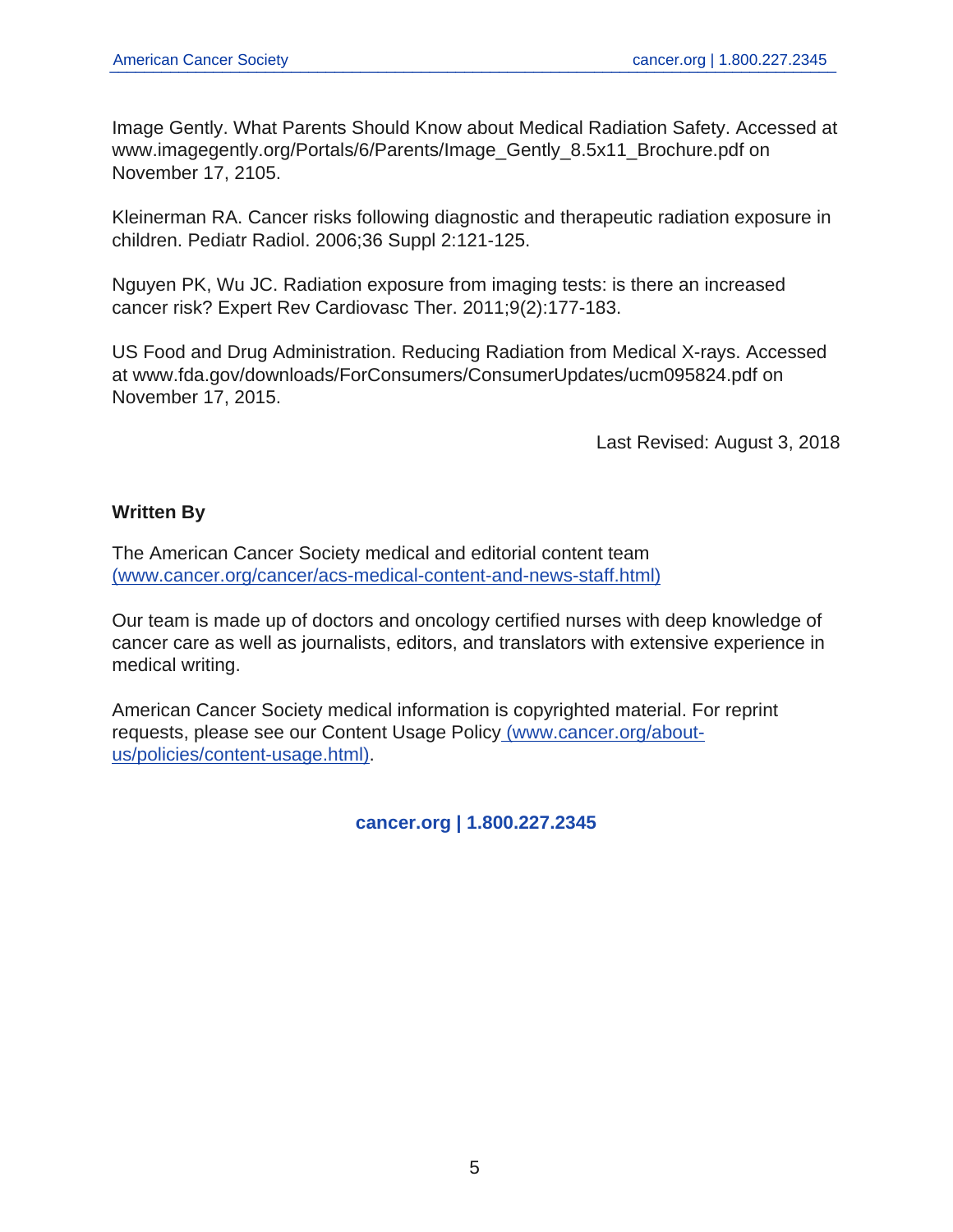Image Gently. What Parents Should Know about Medical Radiation Safety. Accessed at www.imagegently.org/Portals/6/Parents/Image_Gently_8.5x11_Brochure.pdf on November 17, 2105.

Kleinerman RA. Cancer risks following diagnostic and therapeutic radiation exposure in children. Pediatr Radiol. 2006;36 Suppl 2:121-125.

Nguyen PK, Wu JC. Radiation exposure from imaging tests: is there an increased cancer risk? Expert Rev Cardiovasc Ther. 2011;9(2):177-183.

US Food and Drug Administration. Reducing Radiation from Medical X-rays. Accessed at www.fda.gov/downloads/ForConsumers/ConsumerUpdates/ucm095824.pdf on November 17, 2015.

Last Revised: August 3, 2018

**Written By**

The American Cancer Society medical and editorial content team (www.cancer.org/cancer/acs-medical-content-and-news-staff.html)

Our team is made up of doctors and oncology certified nurses with deep knowledge of cancer care as well as journalists, editors, and translators with extensive experience in medical writing.

American Cancer Society medical information is copyrighted material. For reprint requests, please see our Content Usage Policy (www.cancer.org/about-us/policies/content-usage.html).

**cancer.org | 1.800.227.2345**